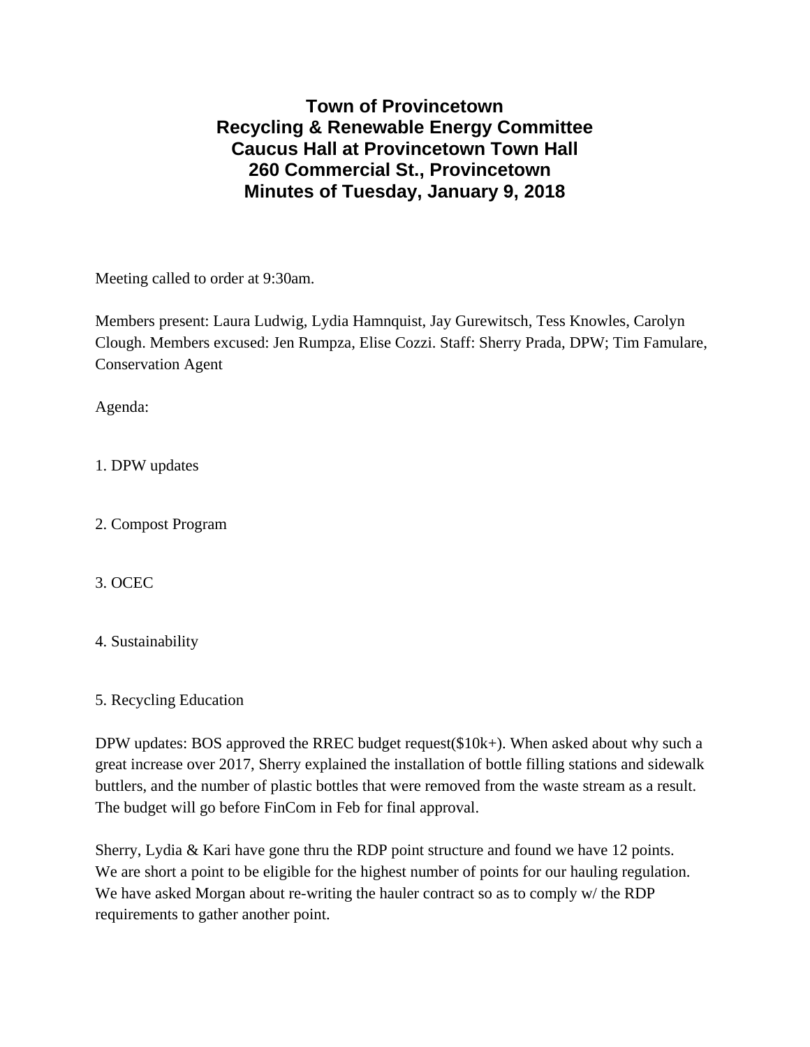# Town of Provincetown
# Recycling & Renewable Energy Committee
# Caucus Hall at Provincetown Town Hall
# 260 Commercial St., Provincetown
# Minutes of Tuesday, January 9, 2018

Meeting called to order at 9:30am.

Members present: Laura Ludwig, Lydia Hamnquist, Jay Gurewitsch, Tess Knowles, Carolyn Clough. Members excused: Jen Rumpza, Elise Cozzi. Staff: Sherry Prada, DPW; Tim Famulare, Conservation Agent

Agenda:

1. DPW updates

2. Compost Program

3. OCEC

4. Sustainability

5. Recycling Education

DPW updates: BOS approved the RREC budget request($10k+). When asked about why such a great increase over 2017, Sherry explained the installation of bottle filling stations and sidewalk buttlers, and the number of plastic bottles that were removed from the waste stream as a result. The budget will go before FinCom in Feb for final approval.

Sherry, Lydia & Kari have gone thru the RDP point structure and found we have 12 points. We are short a point to be eligible for the highest number of points for our hauling regulation. We have asked Morgan about re-writing the hauler contract so as to comply w/ the RDP requirements to gather another point.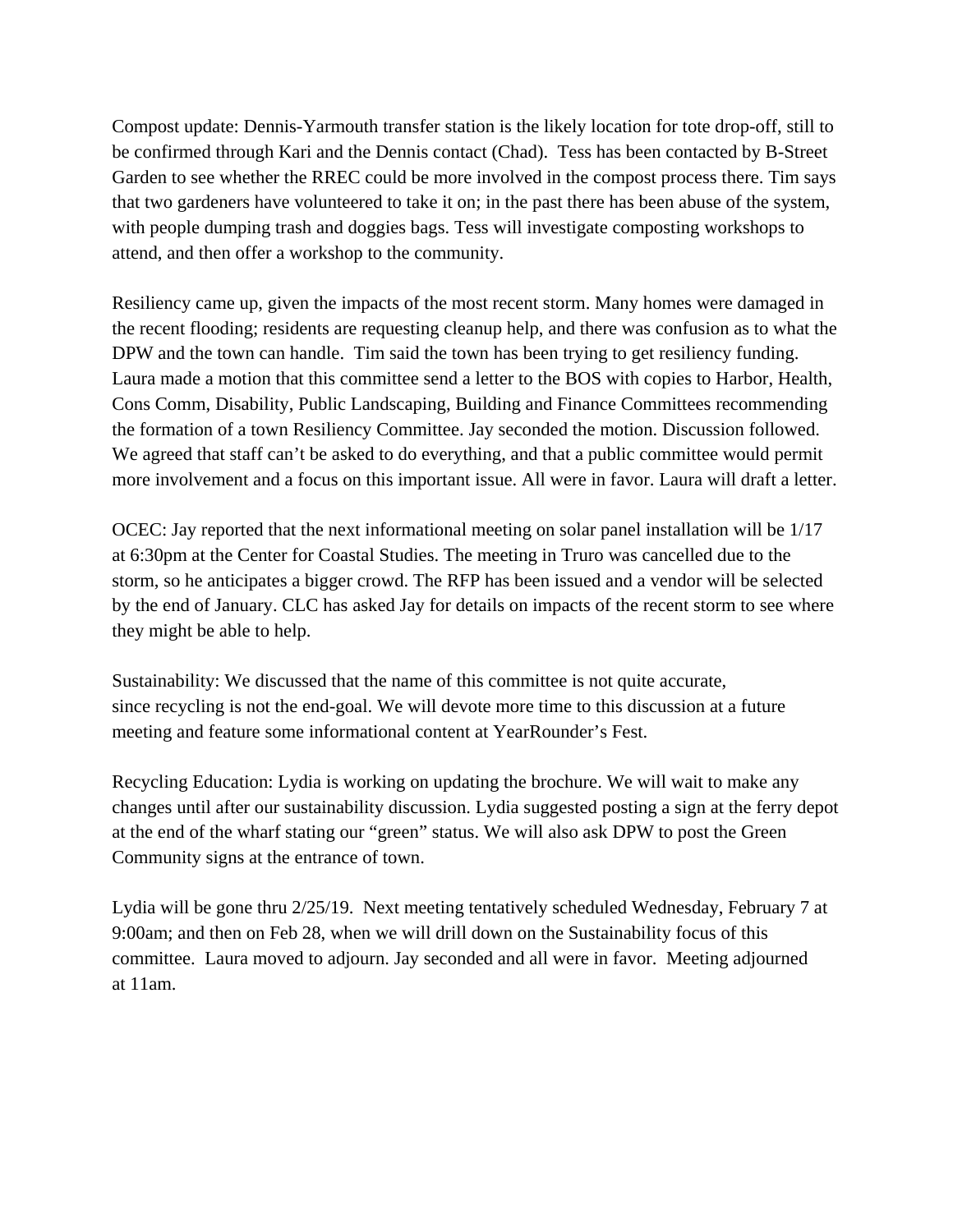Compost update: Dennis-Yarmouth transfer station is the likely location for tote drop-off, still to be confirmed through Kari and the Dennis contact (Chad). Tess has been contacted by B-Street Garden to see whether the RREC could be more involved in the compost process there. Tim says that two gardeners have volunteered to take it on; in the past there has been abuse of the system, with people dumping trash and doggies bags. Tess will investigate composting workshops to attend, and then offer a workshop to the community.

Resiliency came up, given the impacts of the most recent storm. Many homes were damaged in the recent flooding; residents are requesting cleanup help, and there was confusion as to what the DPW and the town can handle. Tim said the town has been trying to get resiliency funding. Laura made a motion that this committee send a letter to the BOS with copies to Harbor, Health, Cons Comm, Disability, Public Landscaping, Building and Finance Committees recommending the formation of a town Resiliency Committee. Jay seconded the motion. Discussion followed. We agreed that staff can't be asked to do everything, and that a public committee would permit more involvement and a focus on this important issue. All were in favor. Laura will draft a letter.

OCEC: Jay reported that the next informational meeting on solar panel installation will be 1/17 at 6:30pm at the Center for Coastal Studies. The meeting in Truro was cancelled due to the storm, so he anticipates a bigger crowd. The RFP has been issued and a vendor will be selected by the end of January. CLC has asked Jay for details on impacts of the recent storm to see where they might be able to help.

Sustainability: We discussed that the name of this committee is not quite accurate, since recycling is not the end-goal. We will devote more time to this discussion at a future meeting and feature some informational content at YearRounder's Fest.

Recycling Education: Lydia is working on updating the brochure. We will wait to make any changes until after our sustainability discussion. Lydia suggested posting a sign at the ferry depot at the end of the wharf stating our "green" status. We will also ask DPW to post the Green Community signs at the entrance of town.

Lydia will be gone thru 2/25/19. Next meeting tentatively scheduled Wednesday, February 7 at 9:00am; and then on Feb 28, when we will drill down on the Sustainability focus of this committee. Laura moved to adjourn. Jay seconded and all were in favor. Meeting adjourned at 11am.